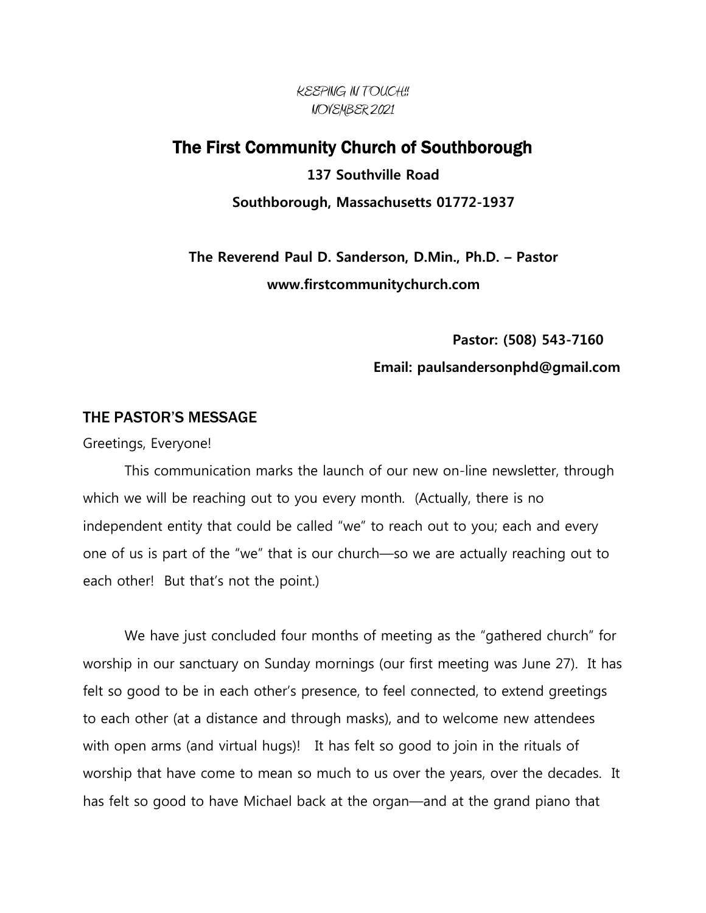KEEPING IN TOUCH!!
NOVEMBER 2021

# The First Community Church of Southborough

**137 Southville Road**

**Southborough, Massachusetts 01772-1937**

**The Reverend Paul D. Sanderson, D.Min., Ph.D. – Pastor**

**www.firstcommunitychurch.com**

**Pastor: (508) 543-7160**

**Email: paulsandersonphd@gmail.com**

## THE PASTOR'S MESSAGE

Greetings, Everyone!

This communication marks the launch of our new on-line newsletter, through which we will be reaching out to you every month. (Actually, there is no independent entity that could be called "we" to reach out to you; each and every one of us is part of the "we" that is our church—so we are actually reaching out to each other! But that's not the point.)

We have just concluded four months of meeting as the "gathered church" for worship in our sanctuary on Sunday mornings (our first meeting was June 27). It has felt so good to be in each other's presence, to feel connected, to extend greetings to each other (at a distance and through masks), and to welcome new attendees with open arms (and virtual hugs)! It has felt so good to join in the rituals of worship that have come to mean so much to us over the years, over the decades. It has felt so good to have Michael back at the organ—and at the grand piano that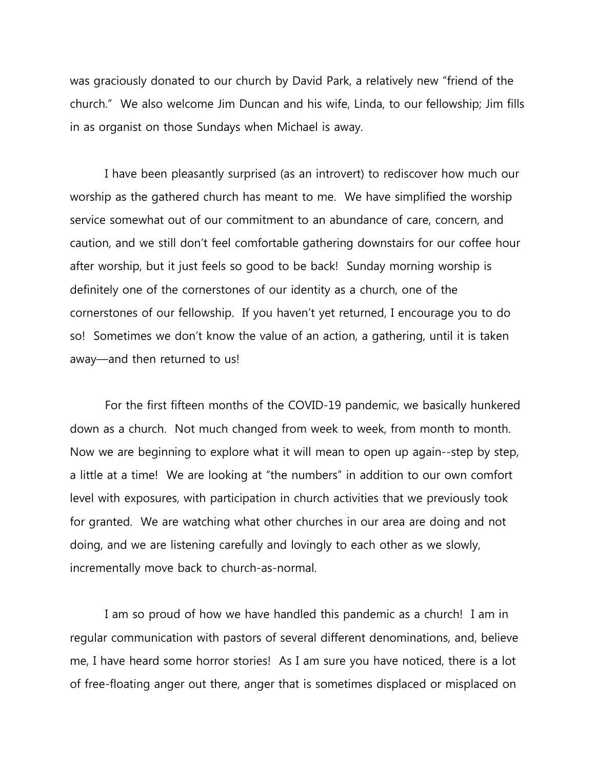was graciously donated to our church by David Park, a relatively new "friend of the church." We also welcome Jim Duncan and his wife, Linda, to our fellowship; Jim fills in as organist on those Sundays when Michael is away.

I have been pleasantly surprised (as an introvert) to rediscover how much our worship as the gathered church has meant to me. We have simplified the worship service somewhat out of our commitment to an abundance of care, concern, and caution, and we still don't feel comfortable gathering downstairs for our coffee hour after worship, but it just feels so good to be back! Sunday morning worship is definitely one of the cornerstones of our identity as a church, one of the cornerstones of our fellowship. If you haven't yet returned, I encourage you to do so! Sometimes we don't know the value of an action, a gathering, until it is taken away—and then returned to us!

For the first fifteen months of the COVID-19 pandemic, we basically hunkered down as a church. Not much changed from week to week, from month to month. Now we are beginning to explore what it will mean to open up again--step by step, a little at a time! We are looking at "the numbers" in addition to our own comfort level with exposures, with participation in church activities that we previously took for granted. We are watching what other churches in our area are doing and not doing, and we are listening carefully and lovingly to each other as we slowly, incrementally move back to church-as-normal.

I am so proud of how we have handled this pandemic as a church! I am in regular communication with pastors of several different denominations, and, believe me, I have heard some horror stories! As I am sure you have noticed, there is a lot of free-floating anger out there, anger that is sometimes displaced or misplaced on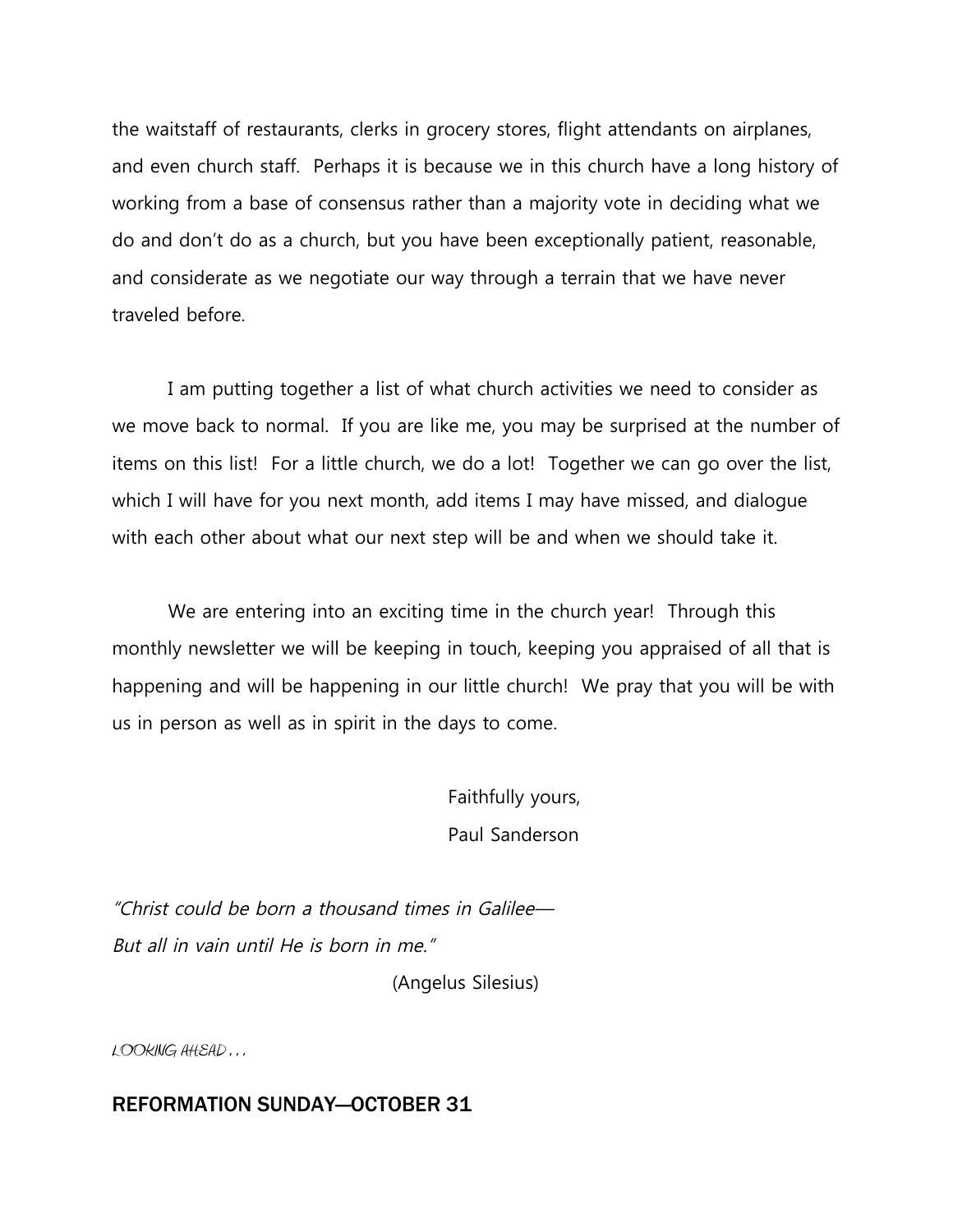the waitstaff of restaurants, clerks in grocery stores, flight attendants on airplanes, and even church staff. Perhaps it is because we in this church have a long history of working from a base of consensus rather than a majority vote in deciding what we do and don't do as a church, but you have been exceptionally patient, reasonable, and considerate as we negotiate our way through a terrain that we have never traveled before.

I am putting together a list of what church activities we need to consider as we move back to normal. If you are like me, you may be surprised at the number of items on this list! For a little church, we do a lot! Together we can go over the list, which I will have for you next month, add items I may have missed, and dialogue with each other about what our next step will be and when we should take it.

We are entering into an exciting time in the church year! Through this monthly newsletter we will be keeping in touch, keeping you appraised of all that is happening and will be happening in our little church! We pray that you will be with us in person as well as in spirit in the days to come.

Faithfully yours,
Paul Sanderson

*"Christ could be born a thousand times in Galilee—*
*But all in vain until He is born in me."*

(Angelus Silesius)

*LOOKING AHEAD . . .*

## REFORMATION SUNDAY—OCTOBER 31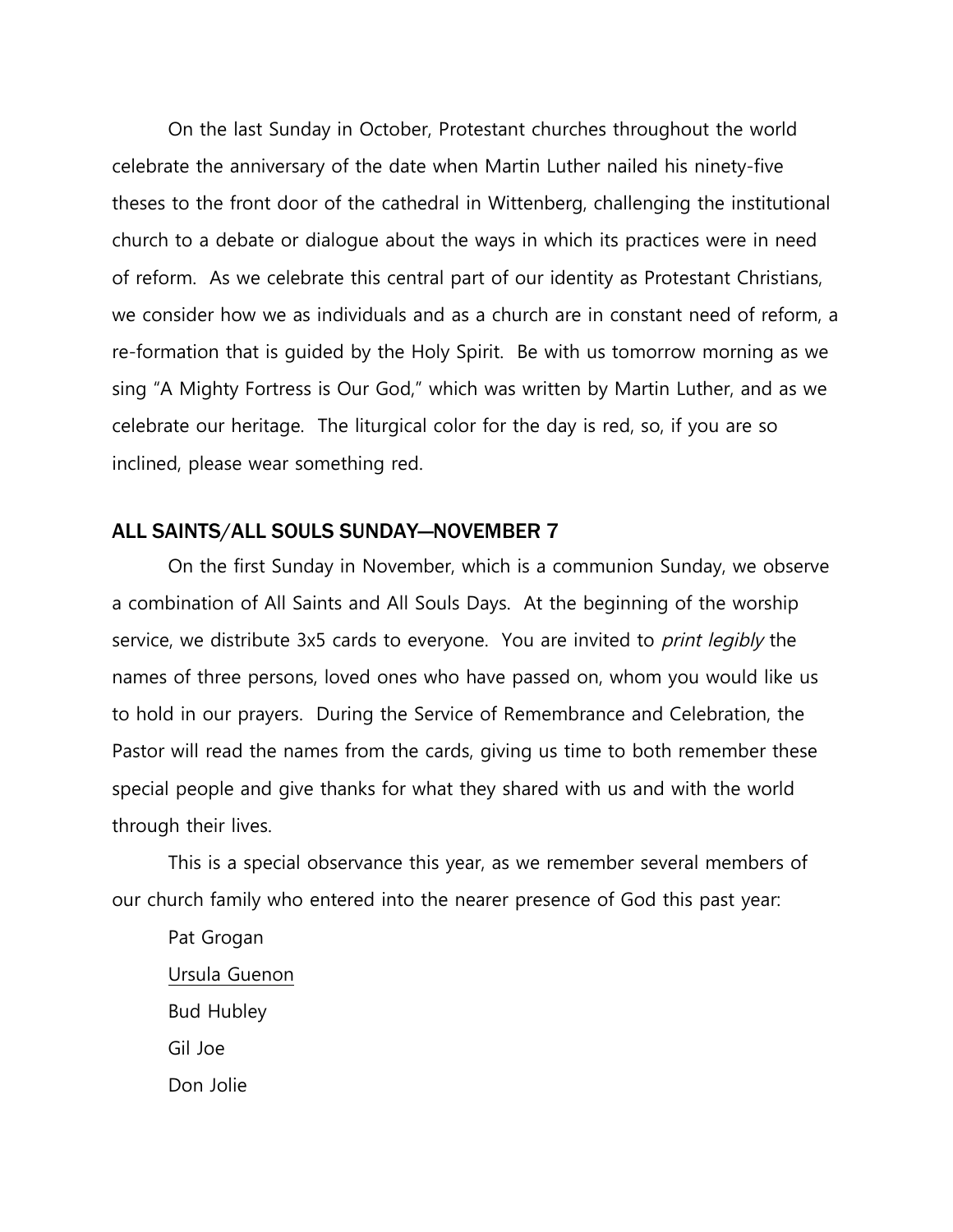On the last Sunday in October, Protestant churches throughout the world celebrate the anniversary of the date when Martin Luther nailed his ninety-five theses to the front door of the cathedral in Wittenberg, challenging the institutional church to a debate or dialogue about the ways in which its practices were in need of reform. As we celebrate this central part of our identity as Protestant Christians, we consider how we as individuals and as a church are in constant need of reform, a re-formation that is guided by the Holy Spirit. Be with us tomorrow morning as we sing "A Mighty Fortress is Our God," which was written by Martin Luther, and as we celebrate our heritage. The liturgical color for the day is red, so, if you are so inclined, please wear something red.

## ALL SAINTS/ALL SOULS SUNDAY—NOVEMBER 7

On the first Sunday in November, which is a communion Sunday, we observe a combination of All Saints and All Souls Days. At the beginning of the worship service, we distribute 3x5 cards to everyone. You are invited to *print legibly* the names of three persons, loved ones who have passed on, whom you would like us to hold in our prayers. During the Service of Remembrance and Celebration, the Pastor will read the names from the cards, giving us time to both remember these special people and give thanks for what they shared with us and with the world through their lives.

This is a special observance this year, as we remember several members of our church family who entered into the nearer presence of God this past year:

Pat Grogan
<u>Ursula Guenon</u>
Bud Hubley
Gil Joe
Don Jolie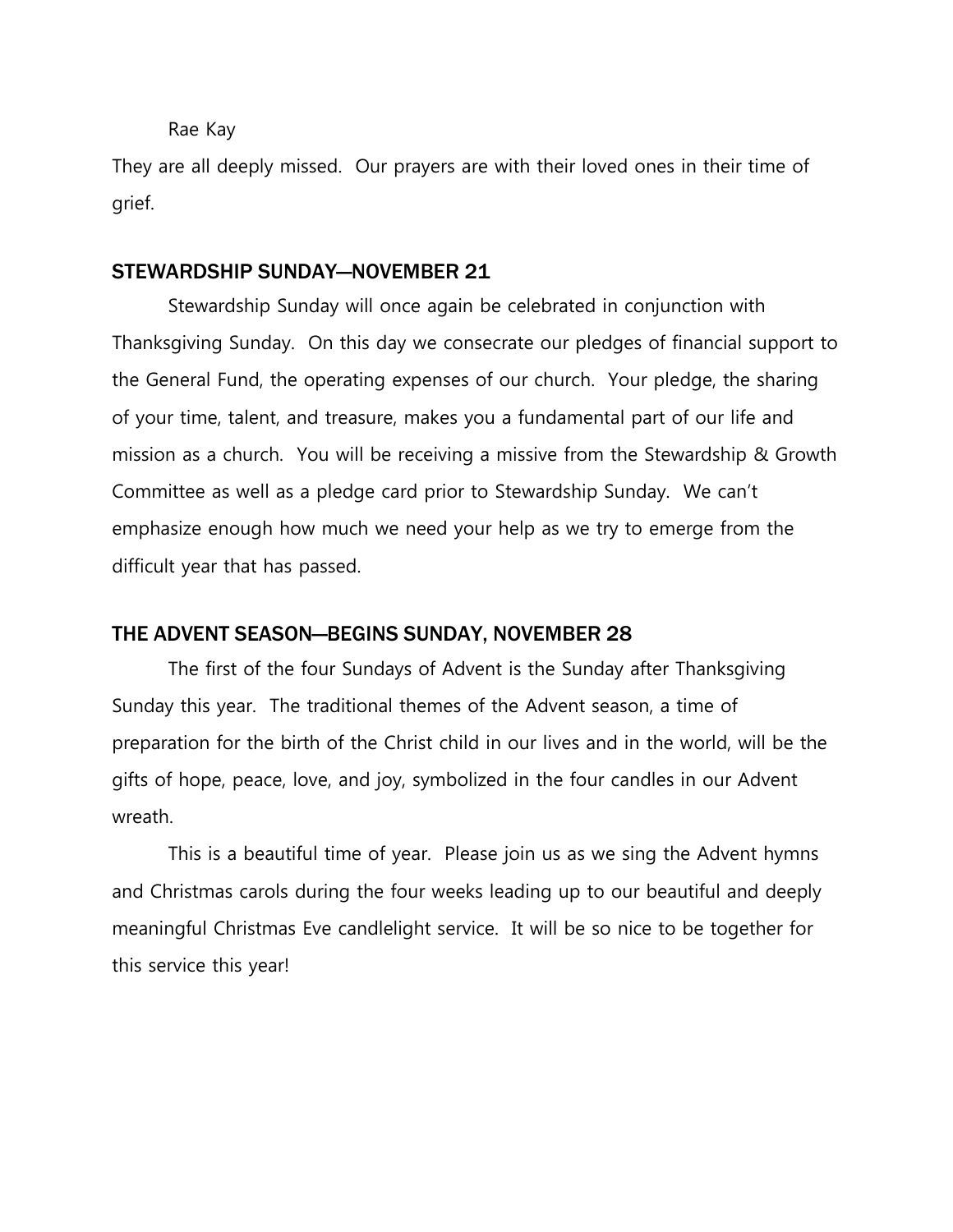Rae Kay

They are all deeply missed. Our prayers are with their loved ones in their time of grief.

## STEWARDSHIP SUNDAY—NOVEMBER 21

Stewardship Sunday will once again be celebrated in conjunction with Thanksgiving Sunday. On this day we consecrate our pledges of financial support to the General Fund, the operating expenses of our church. Your pledge, the sharing of your time, talent, and treasure, makes you a fundamental part of our life and mission as a church. You will be receiving a missive from the Stewardship & Growth Committee as well as a pledge card prior to Stewardship Sunday. We can't emphasize enough how much we need your help as we try to emerge from the difficult year that has passed.

## THE ADVENT SEASON—BEGINS SUNDAY, NOVEMBER 28

The first of the four Sundays of Advent is the Sunday after Thanksgiving Sunday this year. The traditional themes of the Advent season, a time of preparation for the birth of the Christ child in our lives and in the world, will be the gifts of hope, peace, love, and joy, symbolized in the four candles in our Advent wreath.

This is a beautiful time of year. Please join us as we sing the Advent hymns and Christmas carols during the four weeks leading up to our beautiful and deeply meaningful Christmas Eve candlelight service. It will be so nice to be together for this service this year!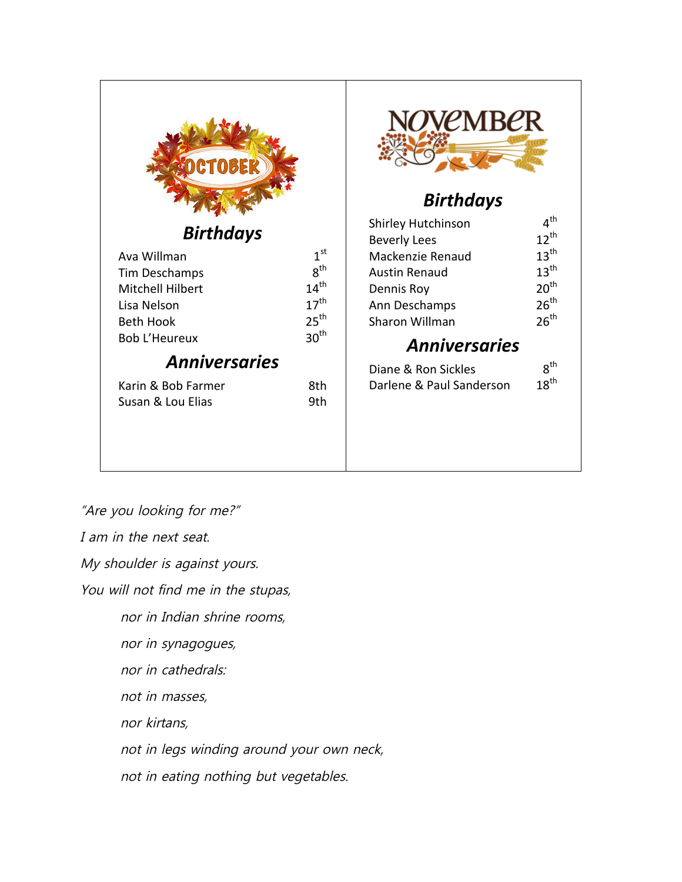# OCTOBER

## Birthdays

| | |
|---|---|
| Ava Willman | 1st |
| Tim Deschamps | 8th |
| Mitchell Hilbert | 14th |
| Lisa Nelson | 17th |
| Beth Hook | 25th |
| Bob L'Heureux | 30th |

## Anniversaries

| | |
|---|---|
| Karin & Bob Farmer | 8th |
| Susan & Lou Elias | 9th |

# NOVEMBER

## Birthdays

| | |
|---|---|
| Shirley Hutchinson | 4th |
| Beverly Lees | 12th |
| Mackenzie Renaud | 13th |
| Austin Renaud | 13th |
| Dennis Roy | 20th |
| Ann Deschamps | 26th |
| Sharon Willman | 26th |

## Anniversaries

| | |
|---|---|
| Diane & Ron Sickles | 8th |
| Darlene & Paul Sanderson | 18th |

*"Are you looking for me?"*

*I am in the next seat.*

*My shoulder is against yours.*

*You will not find me in the stupas,*

> *nor in Indian shrine rooms,*
>
> *nor in synagogues,*
>
> *nor in cathedrals:*
>
> *not in masses,*
>
> *nor kirtans,*
>
> *not in legs winding around your own neck,*
>
> *not in eating nothing but vegetables.*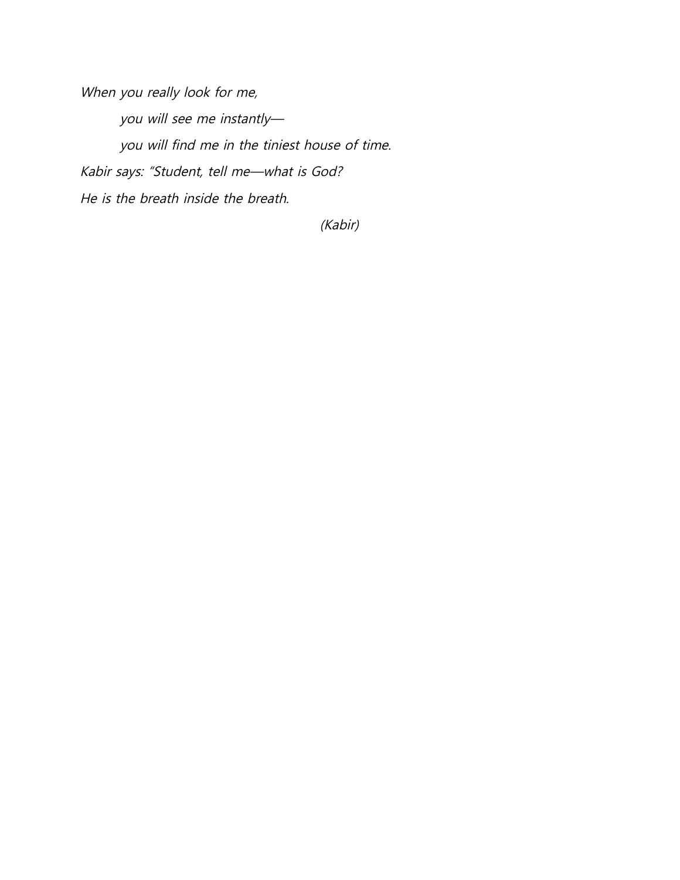*When you really look for me,*

*you will see me instantly—*

*you will find me in the tiniest house of time.*

*Kabir says: "Student, tell me—what is God?*

*He is the breath inside the breath.*

*(Kabir)*